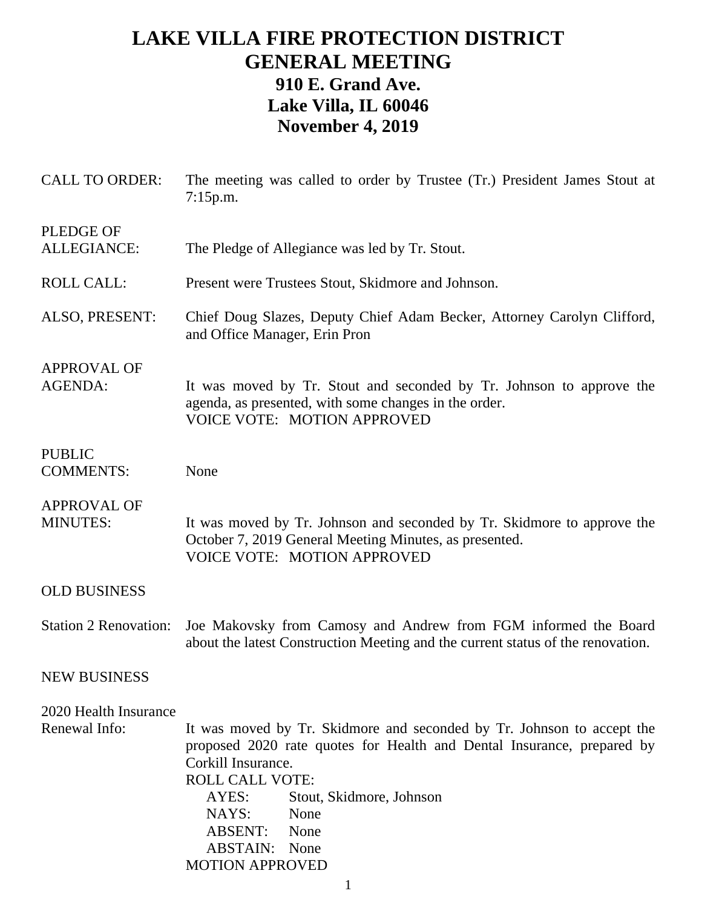# LAKE VILLA FIRE PROTECTION DISTRICT
# GENERAL MEETING
## 910 E. Grand Ave.
## Lake Villa, IL 60046
## November 4, 2019

**CALL TO ORDER:** The meeting was called to order by Trustee (Tr.) President James Stout at 7:15p.m.

**PLEDGE OF ALLEGIANCE:** The Pledge of Allegiance was led by Tr. Stout.

**ROLL CALL:** Present were Trustees Stout, Skidmore and Johnson.

**ALSO, PRESENT:** Chief Doug Slazes, Deputy Chief Adam Becker, Attorney Carolyn Clifford, and Office Manager, Erin Pron

**APPROVAL OF AGENDA:** It was moved by Tr. Stout and seconded by Tr. Johnson to approve the agenda, as presented, with some changes in the order.
VOICE VOTE: MOTION APPROVED

**PUBLIC COMMENTS:** None

**APPROVAL OF MINUTES:** It was moved by Tr. Johnson and seconded by Tr. Skidmore to approve the October 7, 2019 General Meeting Minutes, as presented.
VOICE VOTE: MOTION APPROVED

**OLD BUSINESS**

**Station 2 Renovation:** Joe Makovsky from Camosy and Andrew from FGM informed the Board about the latest Construction Meeting and the current status of the renovation.

**NEW BUSINESS**

**2020 Health Insurance Renewal Info:** It was moved by Tr. Skidmore and seconded by Tr. Johnson to accept the proposed 2020 rate quotes for Health and Dental Insurance, prepared by Corkill Insurance.
ROLL CALL VOTE:
AYES: Stout, Skidmore, Johnson
NAYS: None
ABSENT: None
ABSTAIN: None
MOTION APPROVED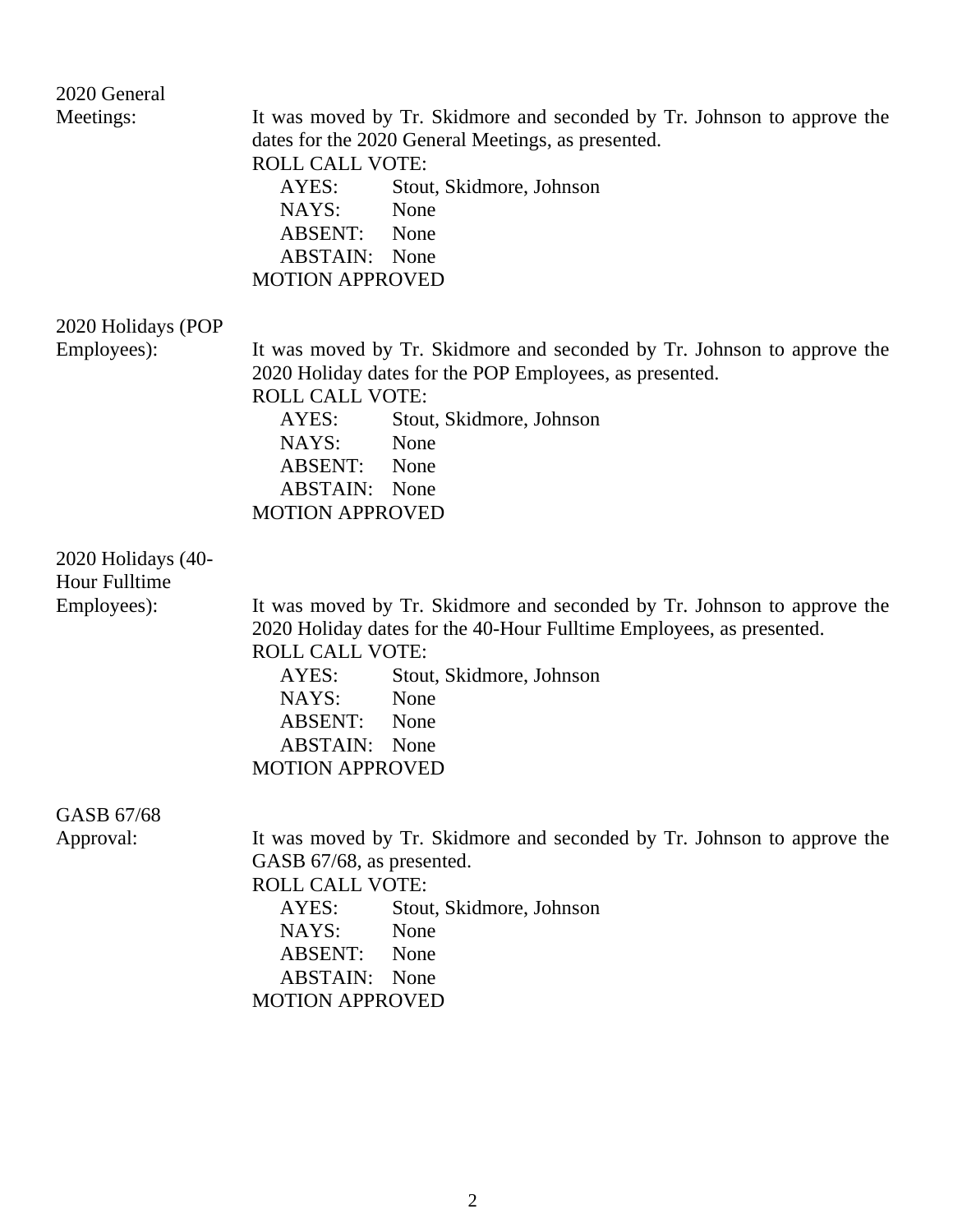**2020 General Meetings:**

It was moved by Tr. Skidmore and seconded by Tr. Johnson to approve the dates for the 2020 General Meetings, as presented.

ROLL CALL VOTE:

- AYES: Stout, Skidmore, Johnson
- NAYS: None
- ABSENT: None
- ABSTAIN: None

MOTION APPROVED

**2020 Holidays (POP Employees):**

It was moved by Tr. Skidmore and seconded by Tr. Johnson to approve the 2020 Holiday dates for the POP Employees, as presented.

ROLL CALL VOTE:

- AYES: Stout, Skidmore, Johnson
- NAYS: None
- ABSENT: None
- ABSTAIN: None

MOTION APPROVED

**2020 Holidays (40-Hour Fulltime Employees):**

It was moved by Tr. Skidmore and seconded by Tr. Johnson to approve the 2020 Holiday dates for the 40-Hour Fulltime Employees, as presented.

ROLL CALL VOTE:

- AYES: Stout, Skidmore, Johnson
- NAYS: None
- ABSENT: None
- ABSTAIN: None

MOTION APPROVED

**GASB 67/68 Approval:**

It was moved by Tr. Skidmore and seconded by Tr. Johnson to approve the GASB 67/68, as presented.

ROLL CALL VOTE:

- AYES: Stout, Skidmore, Johnson
- NAYS: None
- ABSENT: None
- ABSTAIN: None

MOTION APPROVED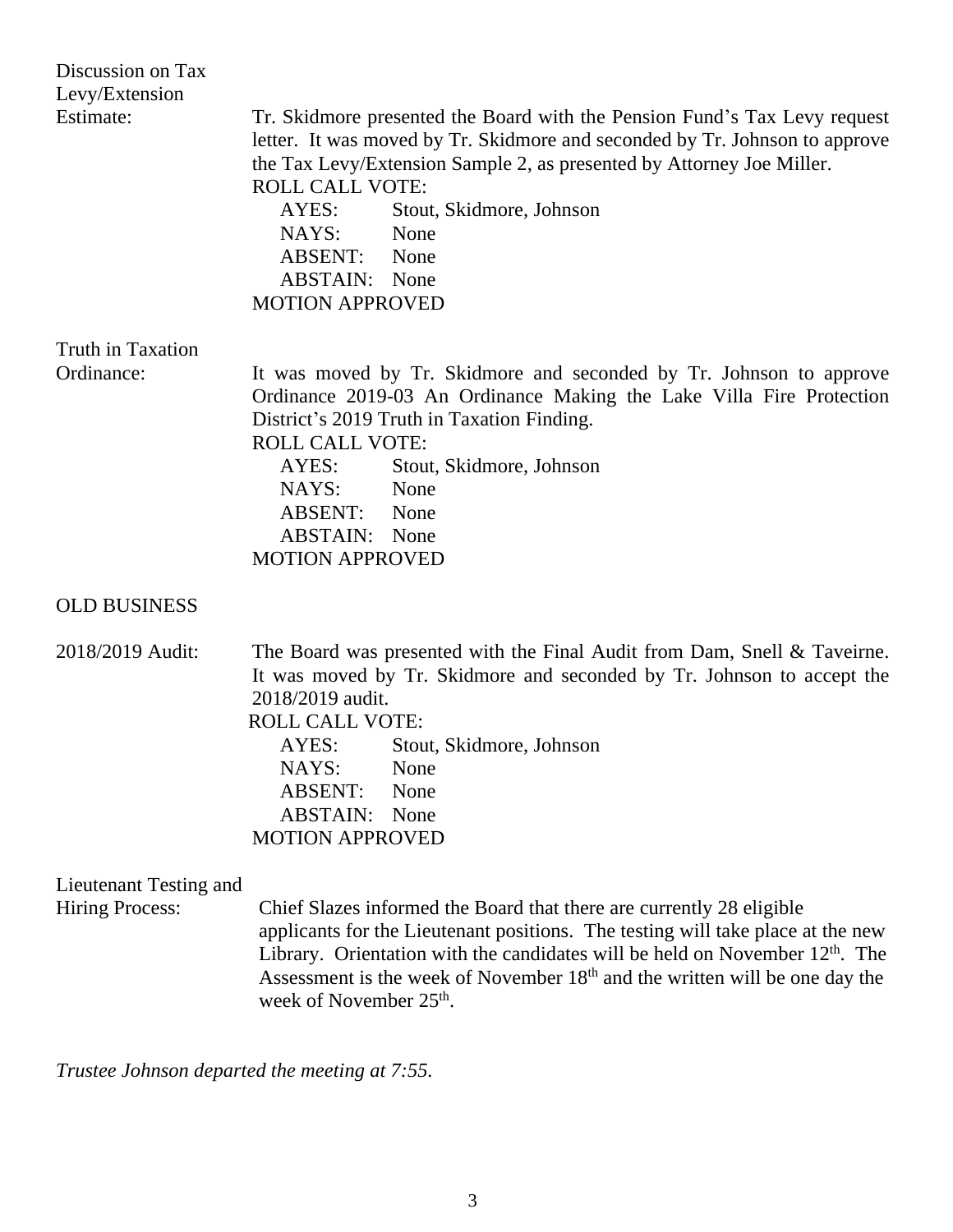**Discussion on Tax Levy/Extension Estimate:**

Tr. Skidmore presented the Board with the Pension Fund's Tax Levy request letter. It was moved by Tr. Skidmore and seconded by Tr. Johnson to approve the Tax Levy/Extension Sample 2, as presented by Attorney Joe Miller.

ROLL CALL VOTE:
- AYES: Stout, Skidmore, Johnson
- NAYS: None
- ABSENT: None
- ABSTAIN: None

MOTION APPROVED

**Truth in Taxation Ordinance:**

It was moved by Tr. Skidmore and seconded by Tr. Johnson to approve Ordinance 2019-03 An Ordinance Making the Lake Villa Fire Protection District's 2019 Truth in Taxation Finding.

ROLL CALL VOTE:
- AYES: Stout, Skidmore, Johnson
- NAYS: None
- ABSENT: None
- ABSTAIN: None

MOTION APPROVED

## OLD BUSINESS

**2018/2019 Audit:**

The Board was presented with the Final Audit from Dam, Snell & Taveirne. It was moved by Tr. Skidmore and seconded by Tr. Johnson to accept the 2018/2019 audit.

ROLL CALL VOTE:
- AYES: Stout, Skidmore, Johnson
- NAYS: None
- ABSENT: None
- ABSTAIN: None

MOTION APPROVED

**Lieutenant Testing and Hiring Process:**

Chief Slazes informed the Board that there are currently 28 eligible applicants for the Lieutenant positions. The testing will take place at the new Library. Orientation with the candidates will be held on November 12th. The Assessment is the week of November 18th and the written will be one day the week of November 25th.

*Trustee Johnson departed the meeting at 7:55.*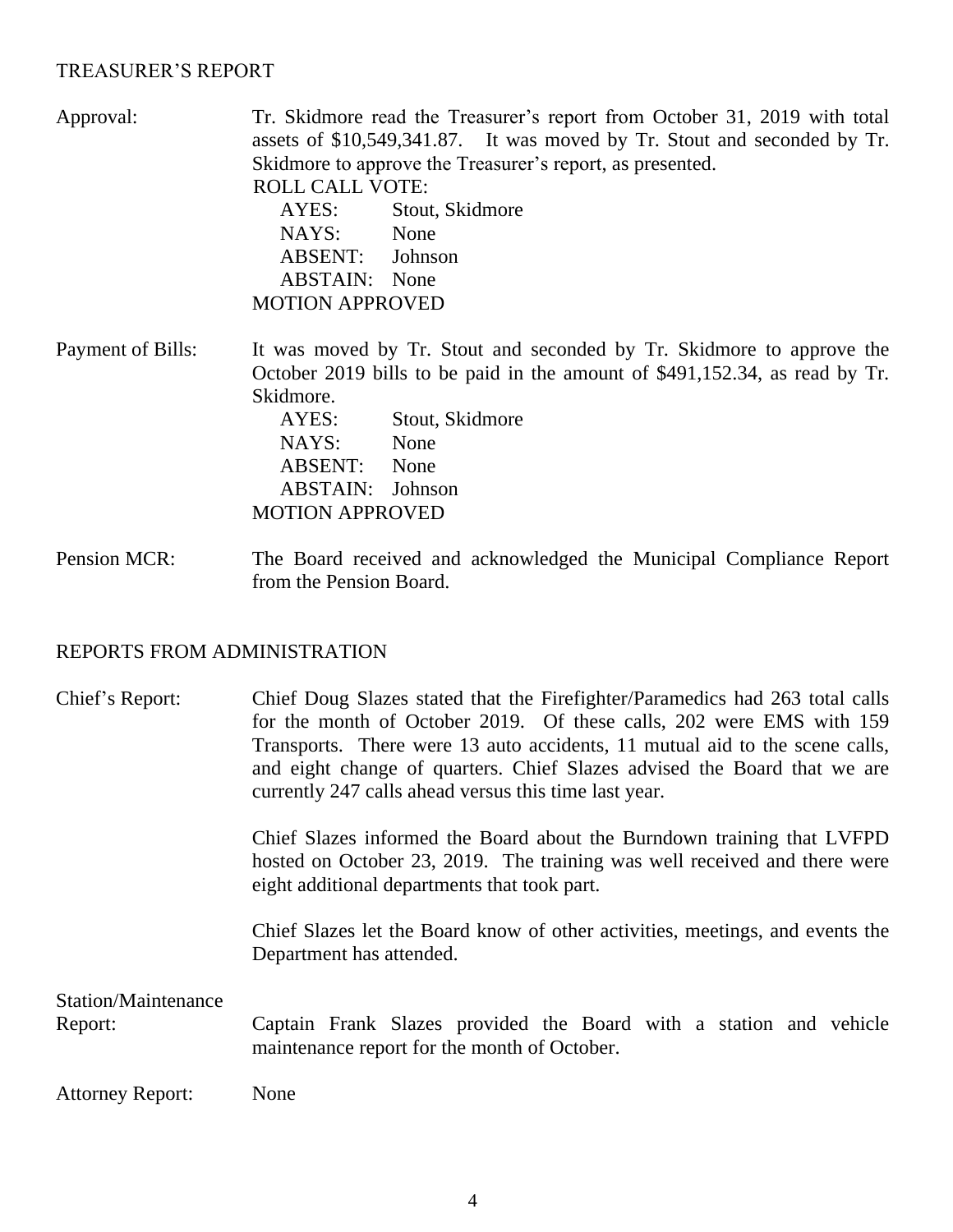## TREASURER'S REPORT

**Approval:** Tr. Skidmore read the Treasurer's report from October 31, 2019 with total assets of $10,549,341.87. It was moved by Tr. Stout and seconded by Tr. Skidmore to approve the Treasurer's report, as presented.

ROLL CALL VOTE:
- AYES: Stout, Skidmore
- NAYS: None
- ABSENT: Johnson
- ABSTAIN: None

MOTION APPROVED

**Payment of Bills:** It was moved by Tr. Stout and seconded by Tr. Skidmore to approve the October 2019 bills to be paid in the amount of $491,152.34, as read by Tr. Skidmore.

- AYES: Stout, Skidmore
- NAYS: None
- ABSENT: None
- ABSTAIN: Johnson

MOTION APPROVED

**Pension MCR:** The Board received and acknowledged the Municipal Compliance Report from the Pension Board.

## REPORTS FROM ADMINISTRATION

**Chief's Report:** Chief Doug Slazes stated that the Firefighter/Paramedics had 263 total calls for the month of October 2019. Of these calls, 202 were EMS with 159 Transports. There were 13 auto accidents, 11 mutual aid to the scene calls, and eight change of quarters. Chief Slazes advised the Board that we are currently 247 calls ahead versus this time last year.

Chief Slazes informed the Board about the Burndown training that LVFPD hosted on October 23, 2019. The training was well received and there were eight additional departments that took part.

Chief Slazes let the Board know of other activities, meetings, and events the Department has attended.

**Station/Maintenance Report:** Captain Frank Slazes provided the Board with a station and vehicle maintenance report for the month of October.

**Attorney Report:** None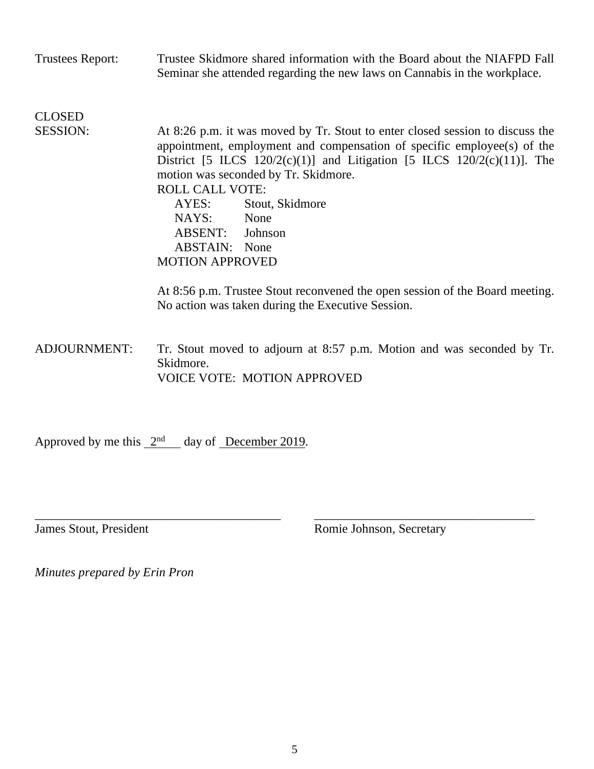Trustees Report: Trustee Skidmore shared information with the Board about the NIAFPD Fall Seminar she attended regarding the new laws on Cannabis in the workplace.

CLOSED SESSION: At 8:26 p.m. it was moved by Tr. Stout to enter closed session to discuss the appointment, employment and compensation of specific employee(s) of the District [5 ILCS 120/2(c)(1)] and Litigation [5 ILCS 120/2(c)(11)]. The motion was seconded by Tr. Skidmore.

ROLL CALL VOTE:
AYES: Stout, Skidmore
NAYS: None
ABSENT: Johnson
ABSTAIN: None
MOTION APPROVED

At 8:56 p.m. Trustee Stout reconvened the open session of the Board meeting. No action was taken during the Executive Session.

ADJOURNMENT: Tr. Stout moved to adjourn at 8:57 p.m. Motion and was seconded by Tr. Skidmore.
VOICE VOTE: MOTION APPROVED

Approved by me this 2nd day of December 2019.

\_\_\_\_\_\_\_\_\_\_\_\_\_\_\_\_\_\_\_\_\_\_\_\_\_\_\_\_\_\_\_\_\_\_\_\_\_\_\_\_
James Stout, President

\_\_\_\_\_\_\_\_\_\_\_\_\_\_\_\_\_\_\_\_\_\_\_\_\_\_\_\_\_\_\_\_\_\_\_\_\_\_\_\_
Romie Johnson, Secretary

*Minutes prepared by Erin Pron*